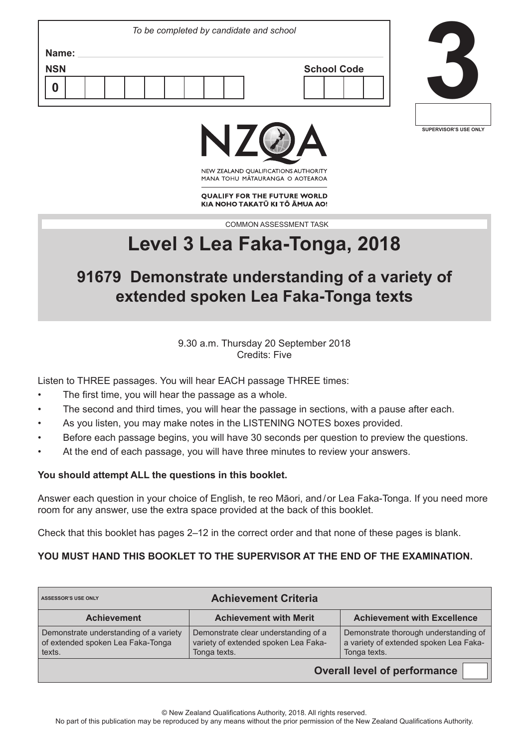*To be completed by candidate and school*

**Name:**

**NSN** 0

**School Code**

**3**

SUPERVISOR'S USE ONLY

NZQA

NEW ZEALAND QUALIFICATIONS AUTHORITY
MANA TOHU MĀTAURANGA O AOTEAROA

**QUALIFY FOR THE FUTURE WORLD**
**KIA NOHO TAKATŪ KI TŌ ĀMUA AO!**

COMMON ASSESSMENT TASK

# Level 3 Lea Faka-Tonga, 2018

## 91679 Demonstrate understanding of a variety of extended spoken Lea Faka-Tonga texts

9.30 a.m. Thursday 20 September 2018
Credits: Five

Listen to THREE passages. You will hear EACH passage THREE times:

- The first time, you will hear the passage as a whole.
- The second and third times, you will hear the passage in sections, with a pause after each.
- As you listen, you may make notes in the LISTENING NOTES boxes provided.
- Before each passage begins, you will have 30 seconds per question to preview the questions.
- At the end of each passage, you will have three minutes to review your answers.

**You should attempt ALL the questions in this booklet.**

Answer each question in your choice of English, te reo Māori, and / or Lea Faka-Tonga. If you need more room for any answer, use the extra space provided at the back of this booklet.

Check that this booklet has pages 2–12 in the correct order and that none of these pages is blank.

**YOU MUST HAND THIS BOOKLET TO THE SUPERVISOR AT THE END OF THE EXAMINATION.**

| ASSESSOR'S USE ONLY **Achievement Criteria** | | |
|---|---|---|
| **Achievement** | **Achievement with Merit** | **Achievement with Excellence** |
| Demonstrate understanding of a variety of extended spoken Lea Faka-Tonga texts. | Demonstrate clear understanding of a variety of extended spoken Lea Faka-Tonga texts. | Demonstrate thorough understanding of a variety of extended spoken Lea Faka-Tonga texts. |
| | | **Overall level of performance** |

© New Zealand Qualifications Authority, 2018. All rights reserved.
No part of this publication may be reproduced by any means without the prior permission of the New Zealand Qualifications Authority.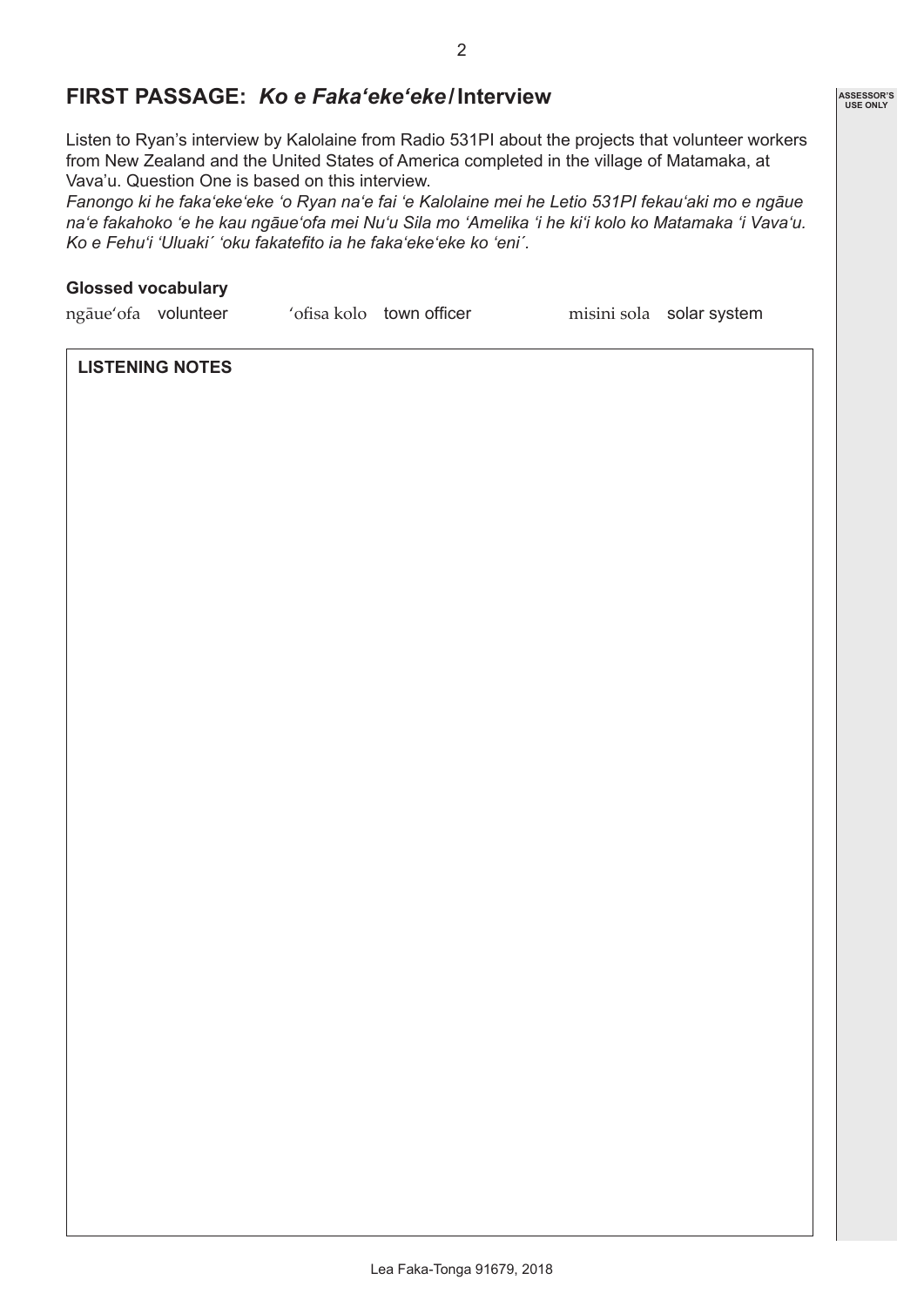## FIRST PASSAGE: *Ko e Faka'eke'eke* / Interview

Listen to Ryan's interview by Kalolaine from Radio 531PI about the projects that volunteer workers from New Zealand and the United States of America completed in the village of Matamaka, at Vava'u. Question One is based on this interview.

*Fanongo ki he faka'eke'eke 'o Ryan na'e fai 'e Kalolaine mei he Letio 531PI fekau'aki mo e ngāue na'e fakahoko 'e he kau ngāue'ofa mei Nu'u Sila mo 'Amelika 'i he ki'i kolo ko Matamaka 'i Vava'u. Ko e Fehu'i 'Uluaki´ 'oku fakatefito ia he faka'eke'eke ko 'eni´.*

**Glossed vocabulary**

| | | | | | |
|---|---|---|---|---|---|
| ngāue'ofa | volunteer | 'ofisa kolo | town officer | misini sola | solar system |

**LISTENING NOTES**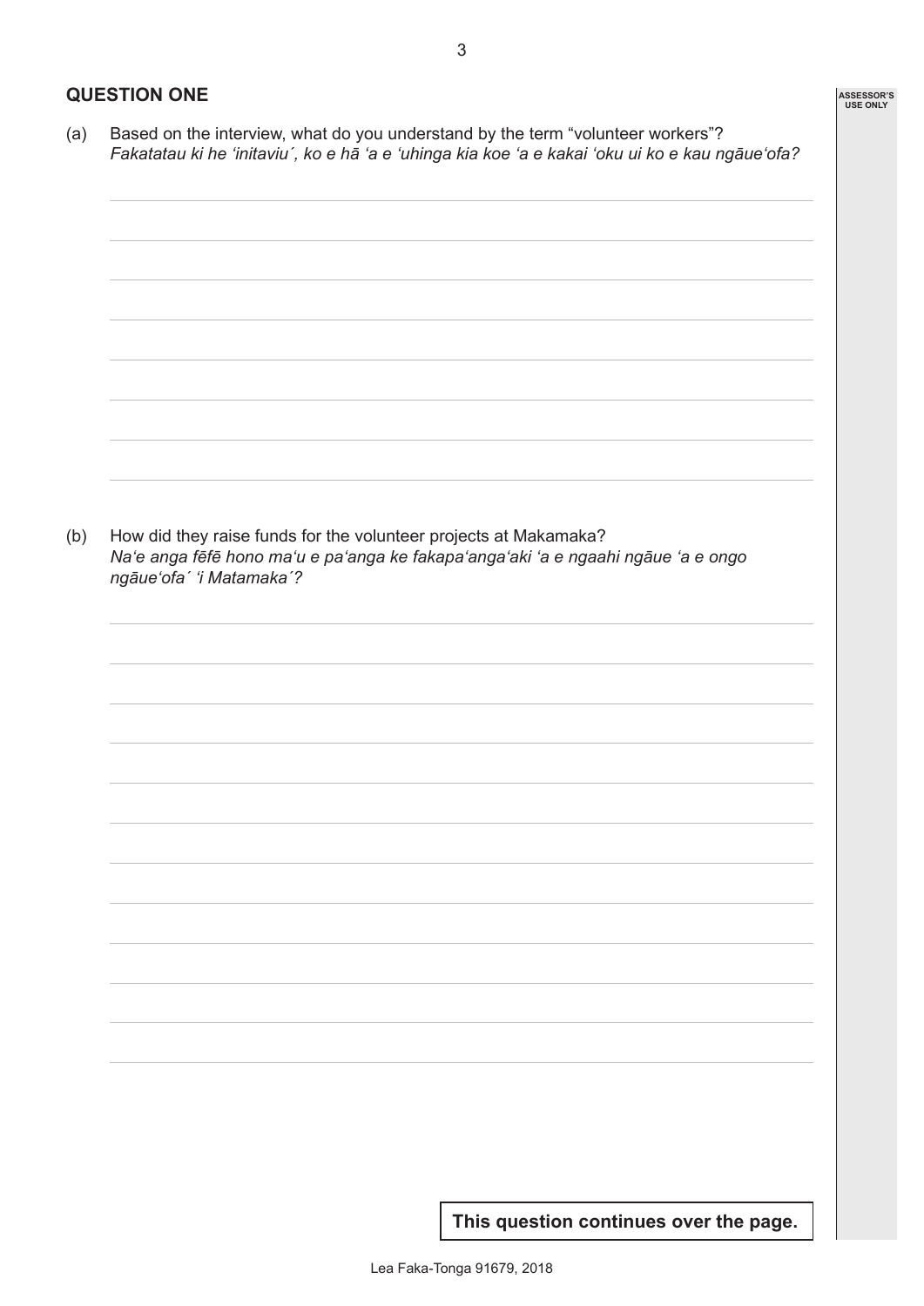## QUESTION ONE

(a) Based on the interview, what do you understand by the term "volunteer workers"?
*Fakatatau ki he 'initaviu´, ko e hā 'a e 'uhinga kia koe 'a e kakai 'oku ui ko e kau ngāue'ofa?*

(b) How did they raise funds for the volunteer projects at Makamaka?
*Na'e anga fēfē hono ma'u e pa'anga ke fakapa'anga'aki 'a e ngaahi ngāue 'a e ongo ngāue'ofa´ 'i Matamaka´?*

**This question continues over the page.**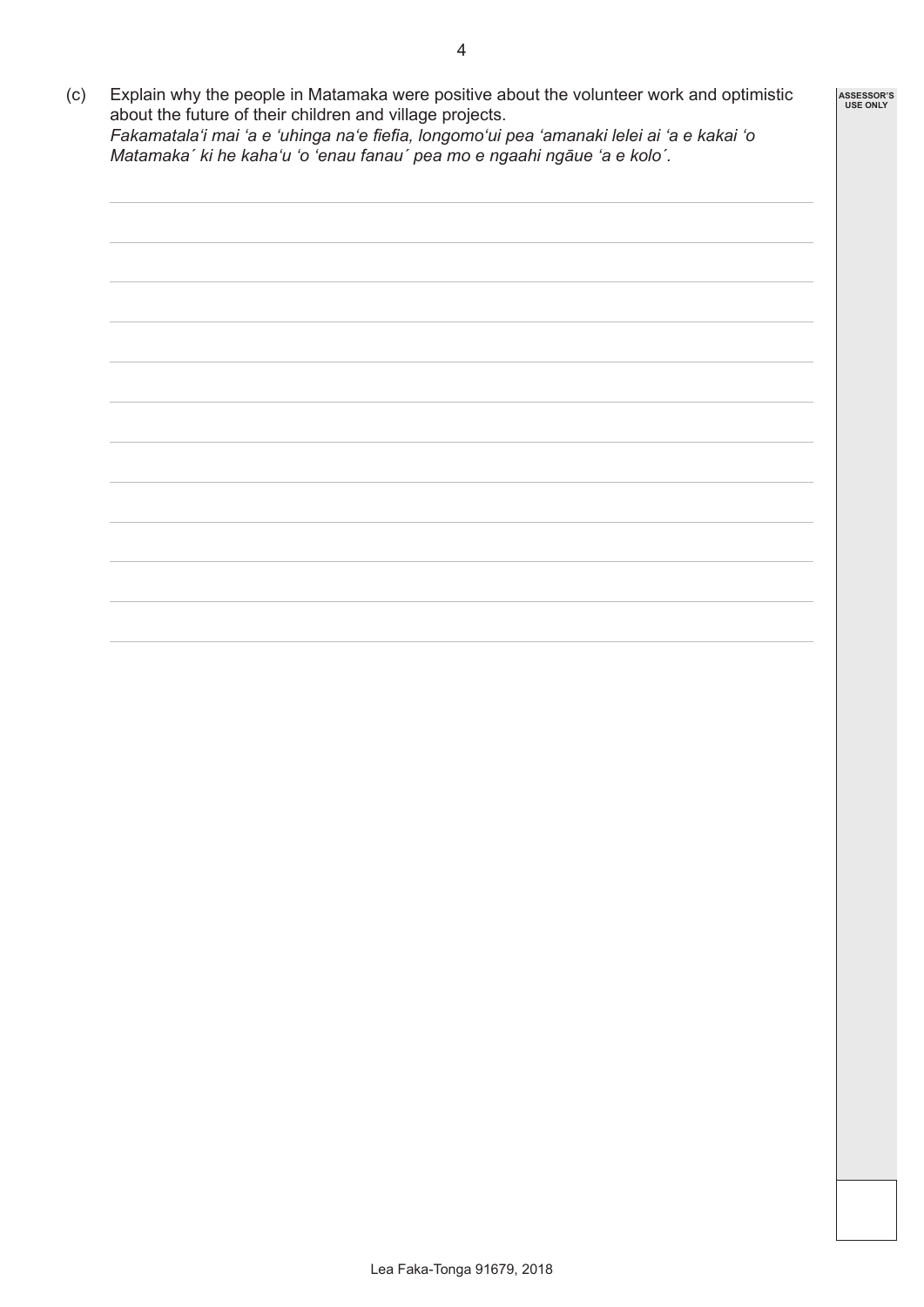(c) Explain why the people in Matamaka were positive about the volunteer work and optimistic about the future of their children and village projects.
*Fakamatala'i mai 'a e 'uhinga na'e fiefia, longomo'ui pea 'amanaki lelei ai 'a e kakai 'o Matamaka´ ki he kaha'u 'o 'enau fanau´ pea mo e ngaahi ngāue 'a e kolo´.*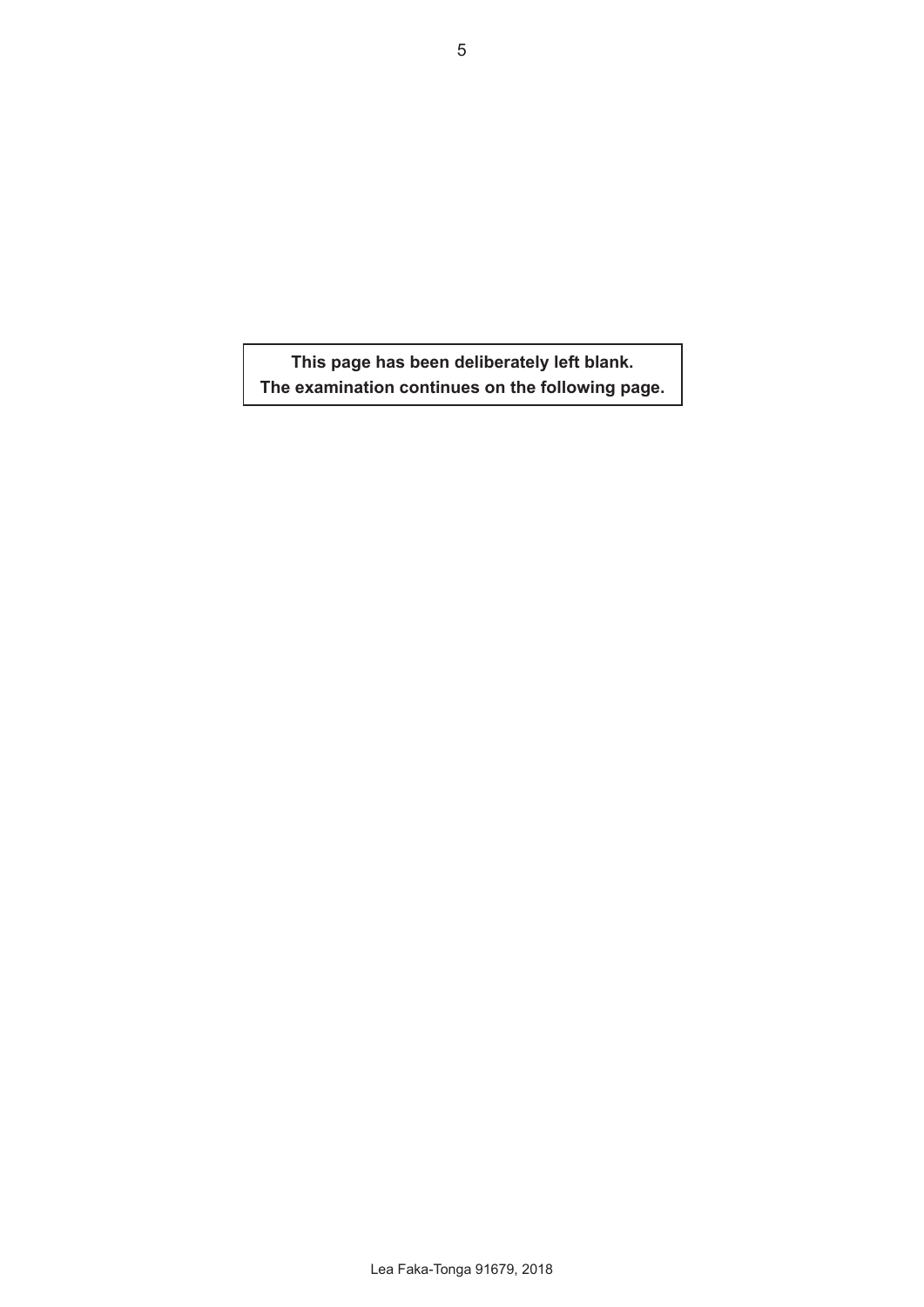**This page has been deliberately left blank.**
**The examination continues on the following page.**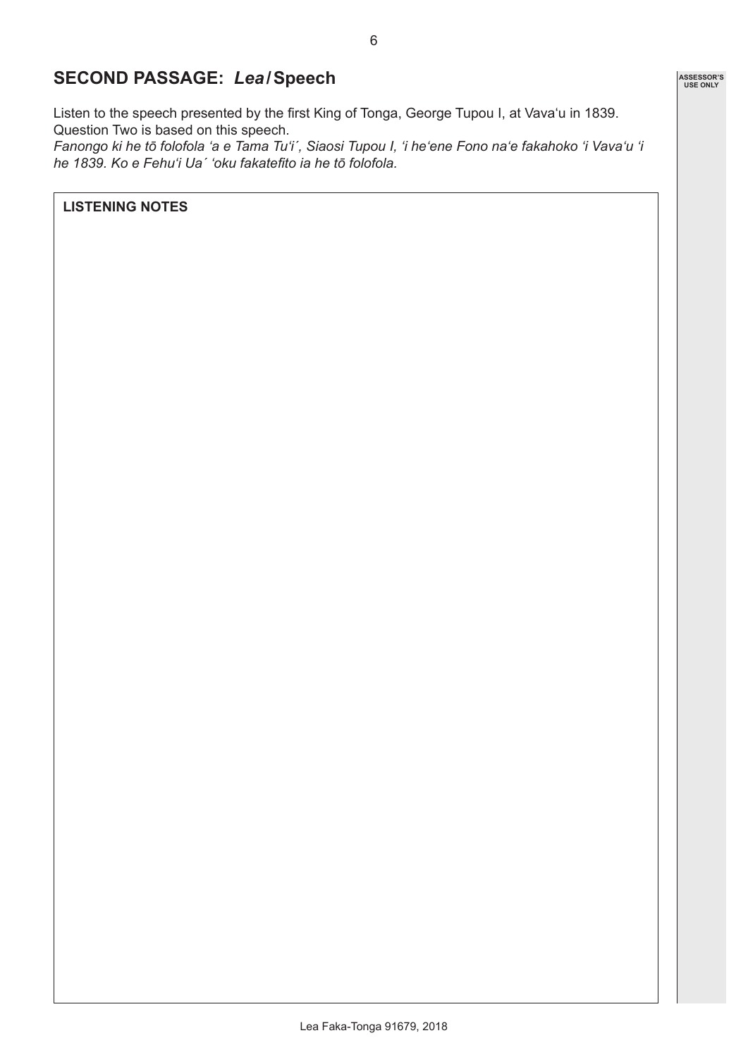## SECOND PASSAGE: *Lea* / Speech

Listen to the speech presented by the first King of Tonga, George Tupou I, at Vavaʻu in 1839. Question Two is based on this speech.
*Fanongo ki he tō folofola ʻa e Tama Tuʻi´, Siaosi Tupou I, ʻi heʻene Fono naʻe fakahoko ʻi Vavaʻu ʻi he 1839. Ko e Fehuʻi Ua´ ʻoku fakatefito ia he tō folofola.*

**LISTENING NOTES**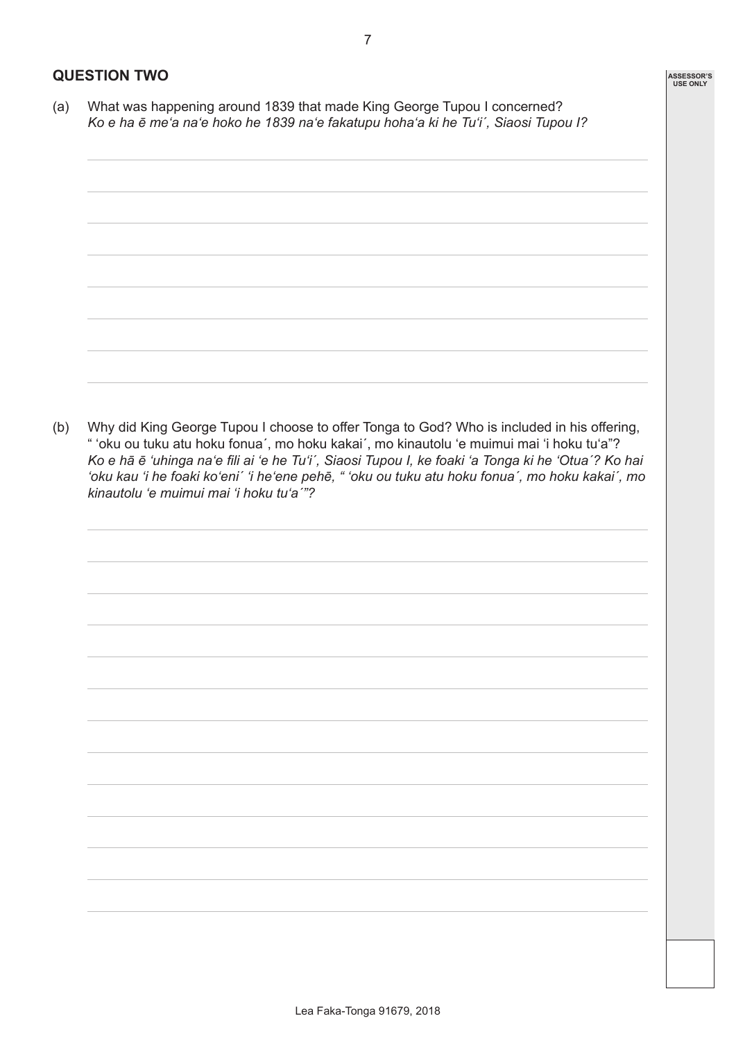## QUESTION TWO

(a) What was happening around 1839 that made King George Tupou I concerned?
*Ko e ha ē me'a na'e hoko he 1839 na'e fakatupu hoha'a ki he Tu'i´, Siaosi Tupou I?*

(b) Why did King George Tupou I choose to offer Tonga to God? Who is included in his offering, " 'oku ou tuku atu hoku fonua´, mo hoku kakai´, mo kinautolu 'e muimui mai 'i hoku tu'a"?
*Ko e hā ē 'uhinga na'e fili ai 'e he Tu'i´, Siaosi Tupou I, ke foaki 'a Tonga ki he 'Otua´? Ko hai 'oku kau 'i he foaki ko'eni´ 'i he'ene pehē, " 'oku ou tuku atu hoku fonua´, mo hoku kakai´, mo kinautolu 'e muimui mai 'i hoku tu'a´"?*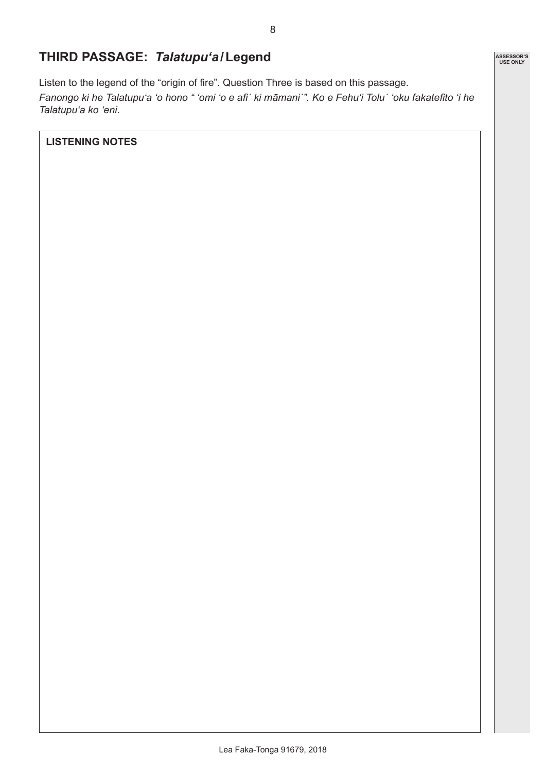## THIRD PASSAGE: *Talatupuʻa* / Legend

Listen to the legend of the "origin of fire". Question Three is based on this passage.

*Fanongo ki he Talatupuʻa ʻo hono " ʻomi ʻo e afi´ ki māmani´". Ko e Fehuʻi Tolu´ ʻoku fakatefito ʻi he Talatupuʻa ko ʻeni.*

**LISTENING NOTES**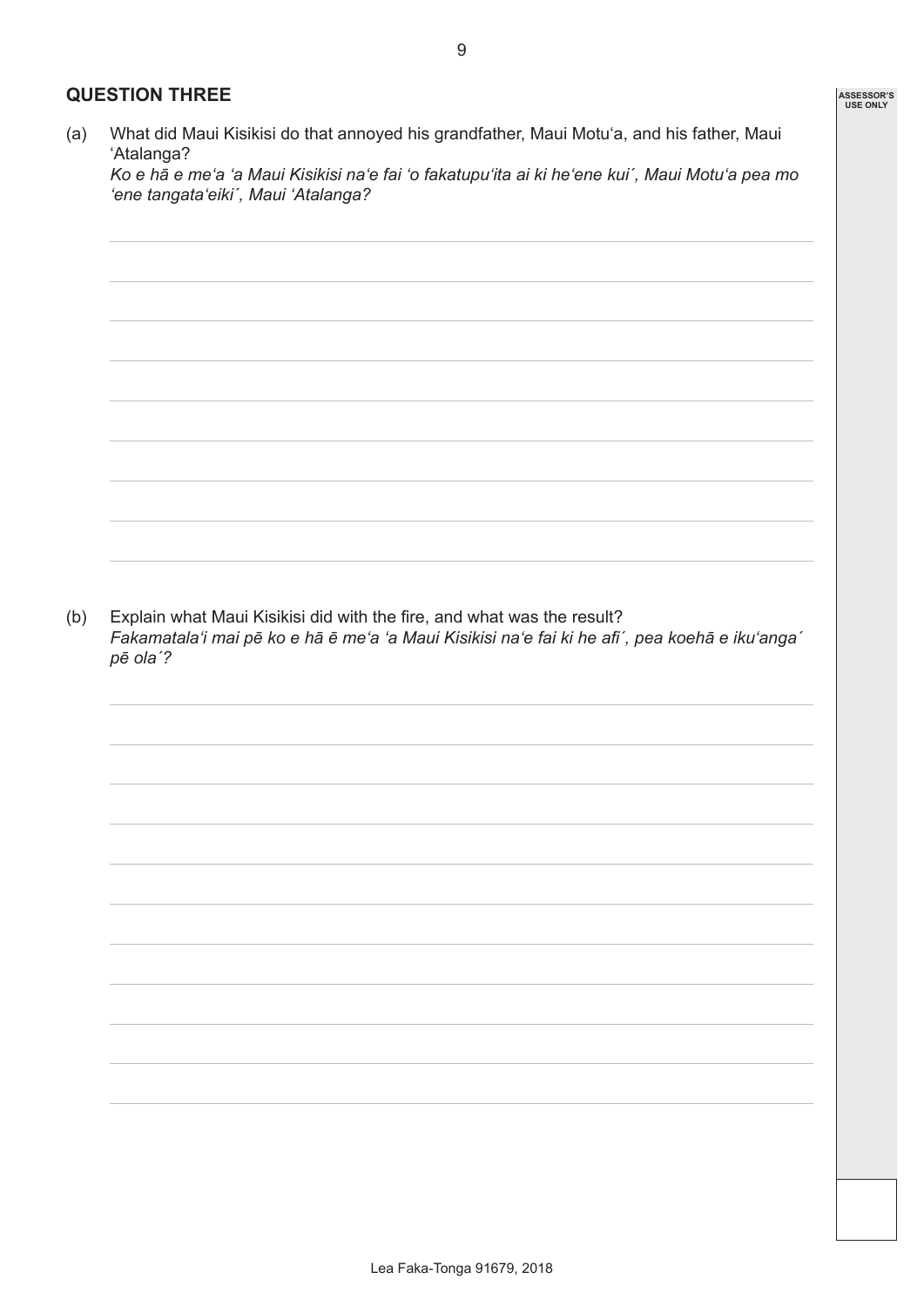## QUESTION THREE

(a) What did Maui Kisikisi do that annoyed his grandfather, Maui Motuʻa, and his father, Maui ʻAtalanga?
*Ko e hā e meʻa ʻa Maui Kisikisi naʻe fai ʻo fakatupuʻita ai ki heʻene kui´, Maui Motuʻa pea mo ʻene tangataʻeiki´, Maui ʻAtalanga?*

(b) Explain what Maui Kisikisi did with the fire, and what was the result?
*Fakamatalaʻi mai pē ko e hā ē meʻa ʻa Maui Kisikisi naʻe fai ki he afi´, pea koehā e ikuʻanga´ pē ola´?*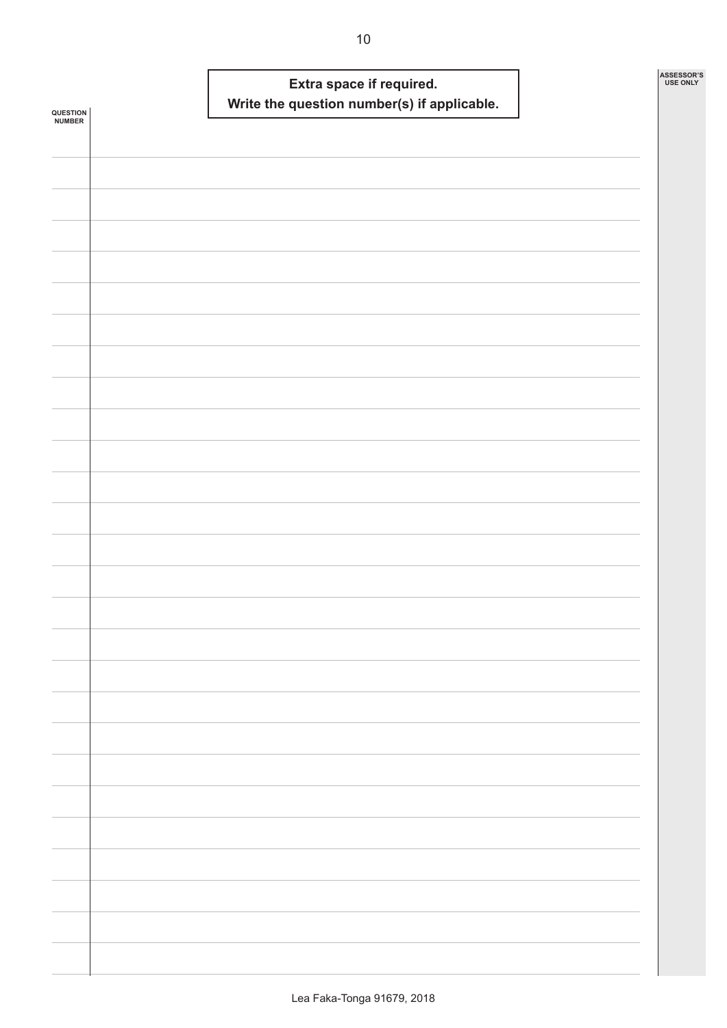**Extra space if required.**
**Write the question number(s) if applicable.**

QUESTION NUMBER

ASSESSOR'S USE ONLY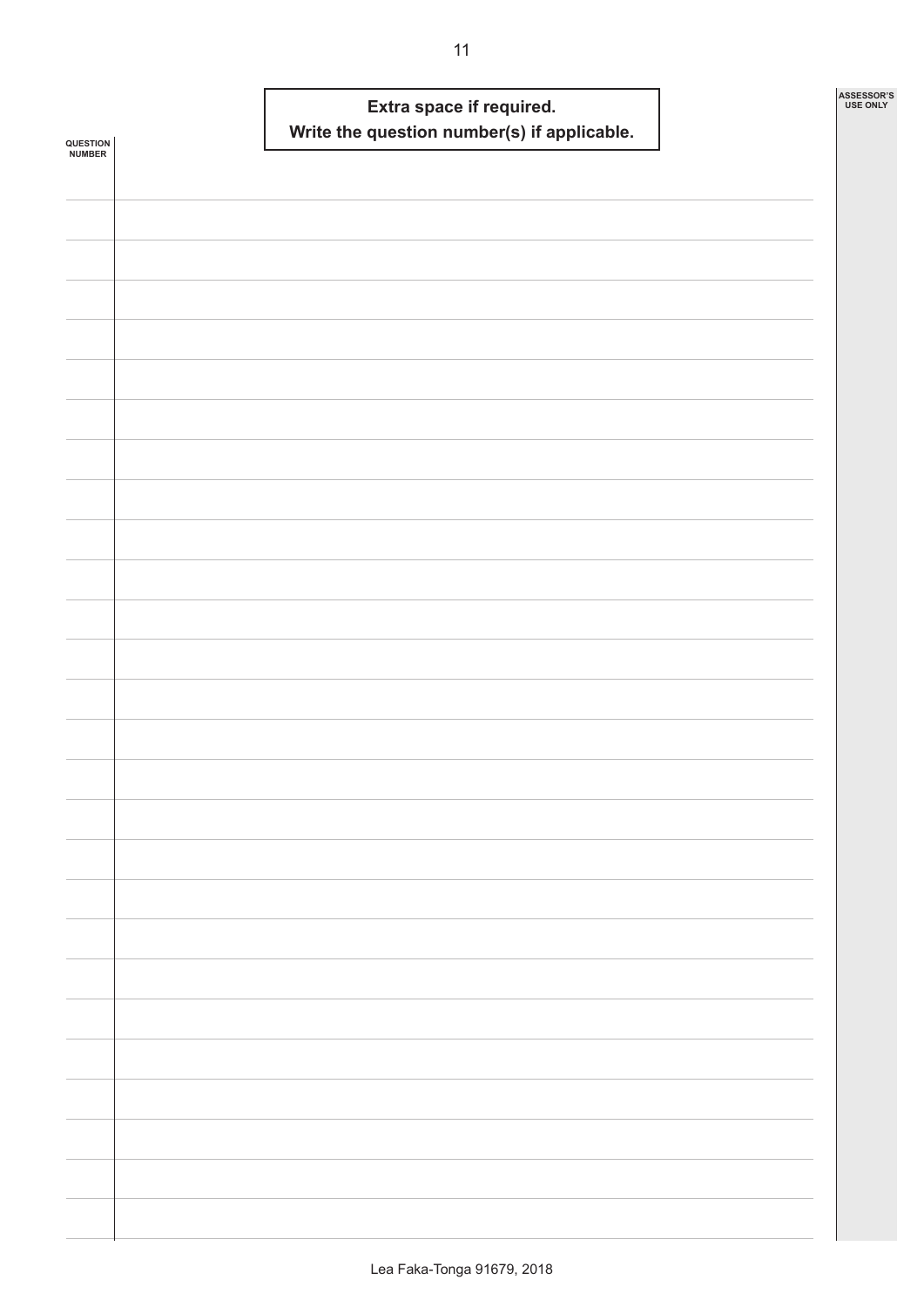**Extra space if required.**
**Write the question number(s) if applicable.**

QUESTION NUMBER

ASSESSOR'S USE ONLY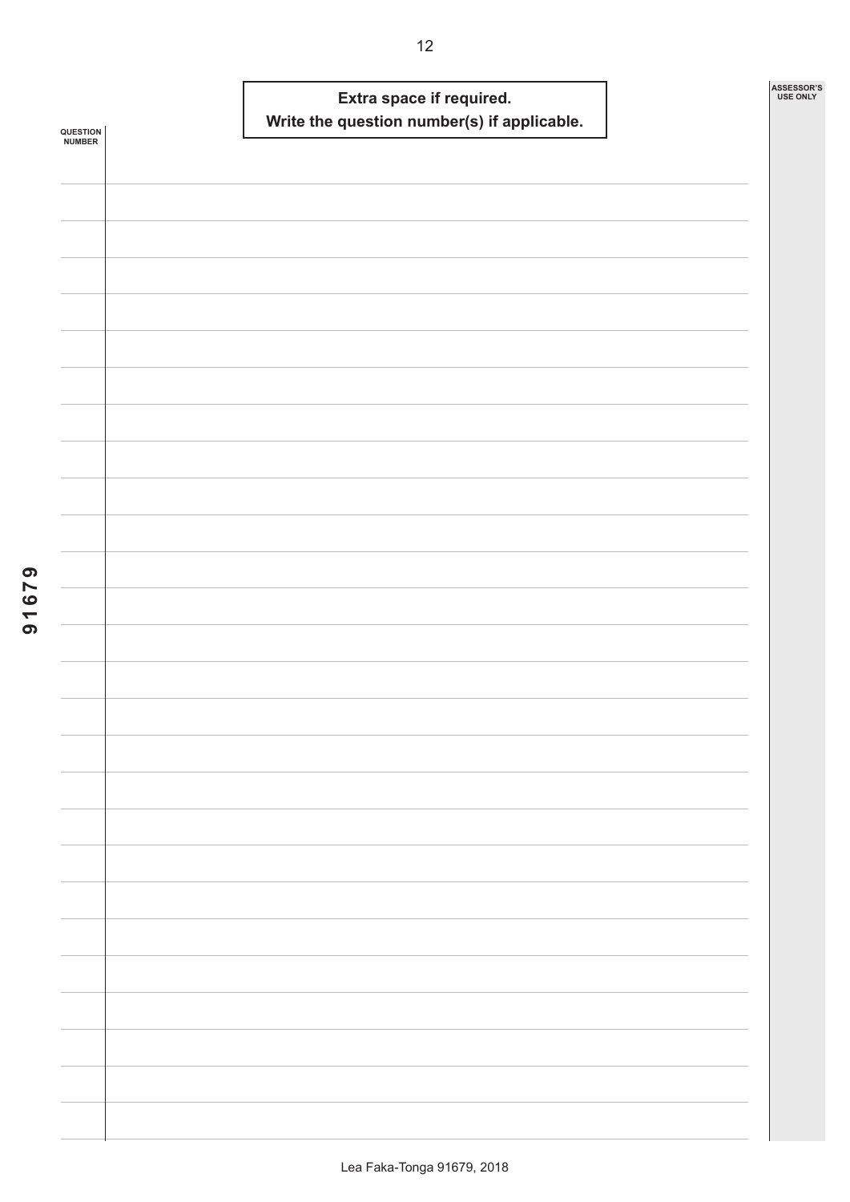**Extra space if required.**
**Write the question number(s) if applicable.**

QUESTION NUMBER

ASSESSOR'S USE ONLY